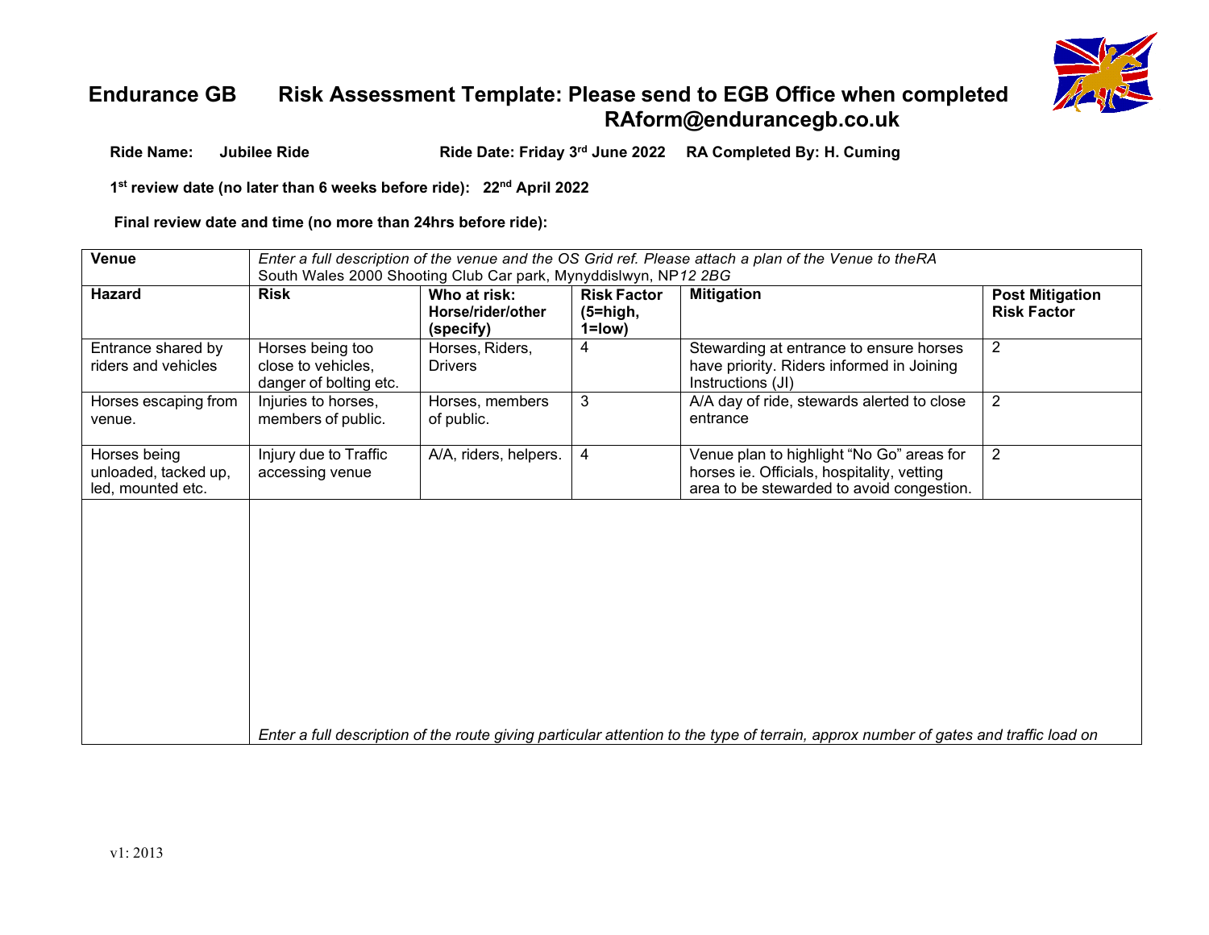# Endurance GB Risk Assessment Template: Please send to EGB Office when completed RAform@endurancegb.co.uk

**Ride Name: Jubilee Ride** **Ride Date: Friday 3rd June 2022** **RA Completed By: H. Cuming**

**1st review date (no later than 6 weeks before ride): 22nd April 2022**

**Final review date and time (no more than 24hrs before ride):**

| **Venue** | *Enter a full description of the venue and the OS Grid ref. Please attach a plan of the Venue to theRA* South Wales 2000 Shooting Club Car park, Mynyddislwyn, NP*12 2BG* | | | | |
|---|---|---|---|---|---|
| **Hazard** | **Risk** | **Who at risk: Horse/rider/other (specify)** | **Risk Factor (5=high, 1=low)** | **Mitigation** | **Post Mitigation Risk Factor** |
| Entrance shared by riders and vehicles | Horses being too close to vehicles, danger of bolting etc. | Horses, Riders, Drivers | 4 | Stewarding at entrance to ensure horses have priority. Riders informed in Joining Instructions (JI) | 2 |
| Horses escaping from venue. | Injuries to horses, members of public. | Horses, members of public. | 3 | A/A day of ride, stewards alerted to close entrance | 2 |
| Horses being unloaded, tacked up, led, mounted etc. | Injury due to Traffic accessing venue | A/A, riders, helpers. | 4 | Venue plan to highlight "No Go" areas for horses ie. Officials, hospitality, vetting area to be stewarded to avoid congestion. | 2 |
| | *Enter a full description of the route giving particular attention to the type of terrain, approx number of gates and traffic load on* | | | | |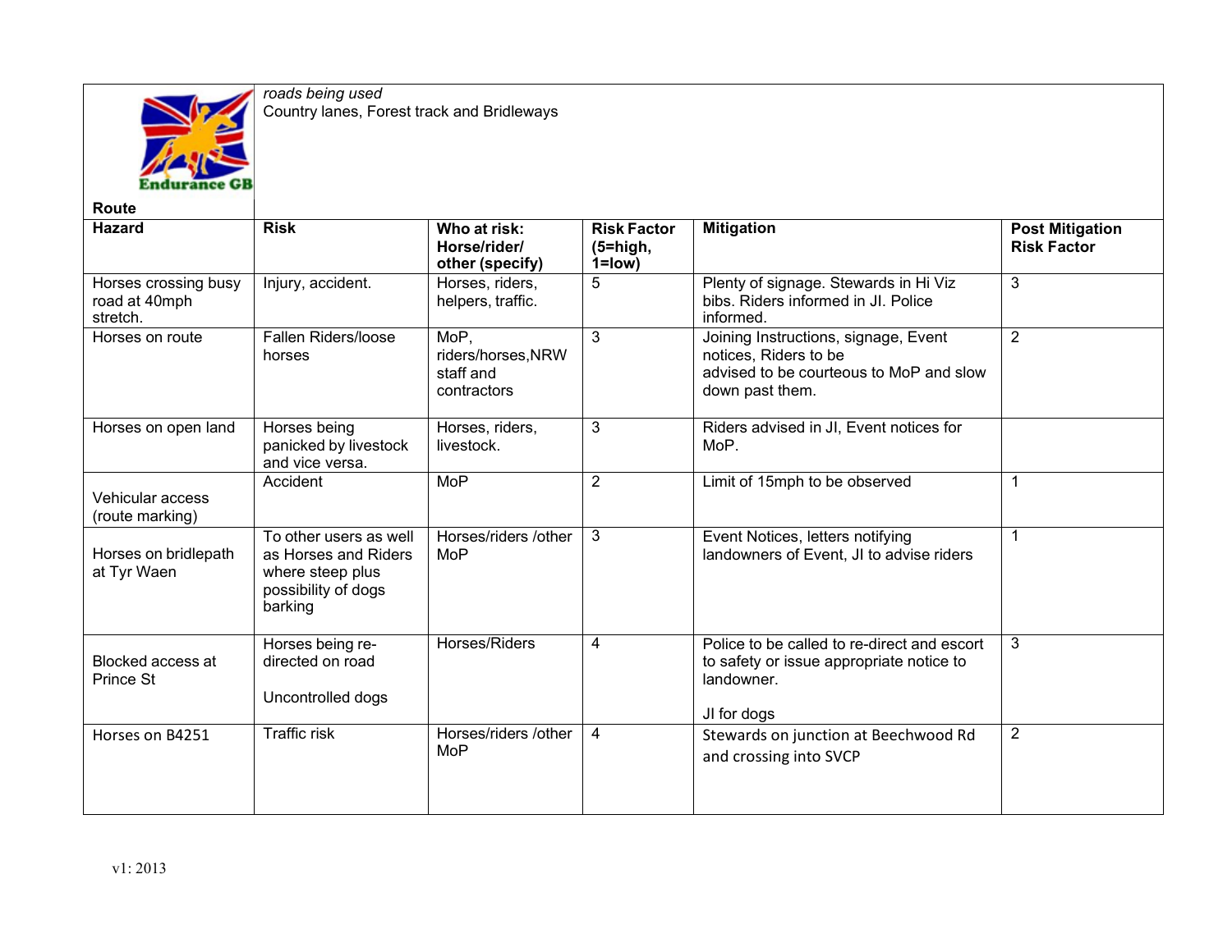| Route | *roads being used*<br>Country lanes, Forest track and Bridleways | | | | |
|---|---|---|---|---|---|
| **Hazard** | **Risk** | **Who at risk: Horse/rider/ other (specify)** | **Risk Factor (5=high, 1=low)** | **Mitigation** | **Post Mitigation Risk Factor** |
| Horses crossing busy road at 40mph stretch. | Injury, accident. | Horses, riders, helpers, traffic. | 5 | Plenty of signage. Stewards in Hi Viz bibs. Riders informed in JI. Police informed. | 3 |
| Horses on route | Fallen Riders/loose horses | MoP, riders/horses,NRW staff and contractors | 3 | Joining Instructions, signage, Event notices, Riders to be advised to be courteous to MoP and slow down past them. | 2 |
| Horses on open land | Horses being panicked by livestock and vice versa. | Horses, riders, livestock. | 3 | Riders advised in JI, Event notices for MoP. | |
| Vehicular access (route marking) | Accident | MoP | 2 | Limit of 15mph to be observed | 1 |
| Horses on bridlepath at Tyr Waen | To other users as well as Horses and Riders where steep plus possibility of dogs barking | Horses/riders /other MoP | 3 | Event Notices, letters notifying landowners of Event, JI to advise riders | 1 |
| Blocked access at Prince St | Horses being re-directed on road<br><br>Uncontrolled dogs | Horses/Riders | 4 | Police to be called to re-direct and escort to safety or issue appropriate notice to landowner.<br><br>JI for dogs | 3 |
| Horses on B4251 | Traffic risk | Horses/riders /other MoP | 4 | Stewards on junction at Beechwood Rd and crossing into SVCP | 2 |

v1: 2013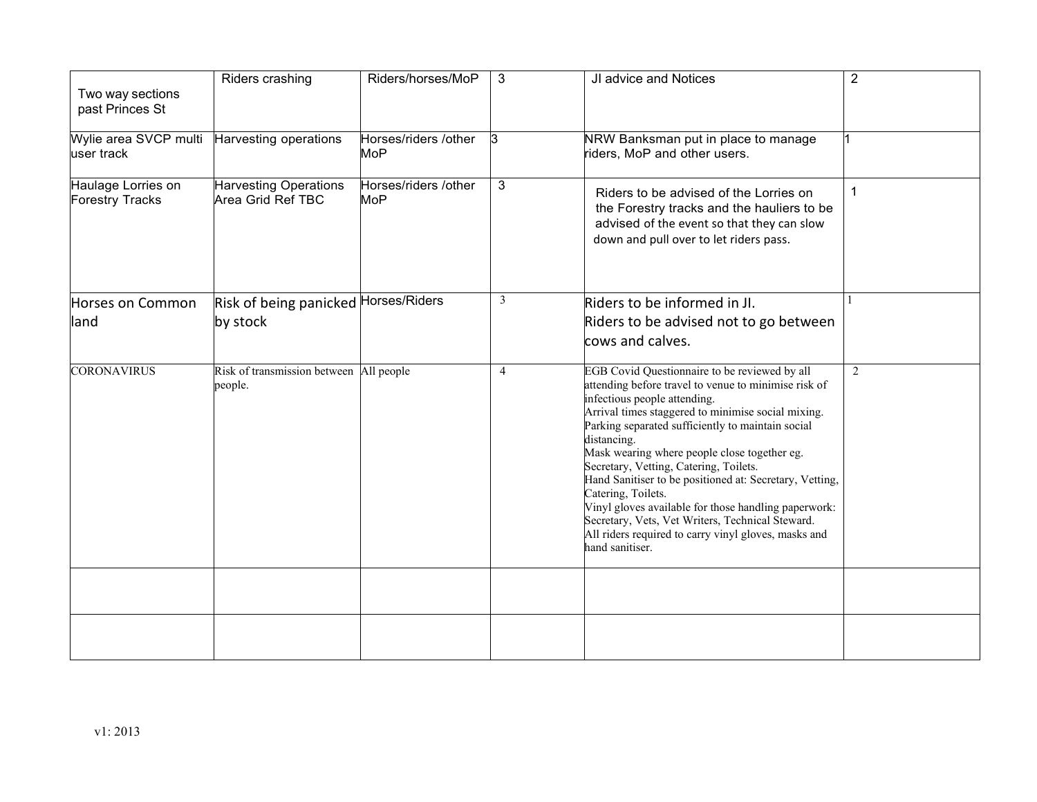| | | | | | |
|---|---|---|---|---|---|
| Two way sections past Princes St | Riders crashing | Riders/horses/MoP | 3 | JI advice and Notices | 2 |
| Wylie area SVCP multi user track | Harvesting operations | Horses/riders /other MoP | 3 | NRW Banksman put in place to manage riders, MoP and other users. | 1 |
| Haulage Lorries on Forestry Tracks | Harvesting Operations Area Grid Ref TBC | Horses/riders /other MoP | 3 | Riders to be advised of the Lorries on the Forestry tracks and the hauliers to be advised of the event so that they can slow down and pull over to let riders pass. | 1 |
| Horses on Common land | Risk of being panicked by stock | Horses/Riders | 3 | Riders to be informed in JI.<br>Riders to be advised not to go between cows and calves. | 1 |
| CORONAVIRUS | Risk of transmission between people. | All people | 4 | EGB Covid Questionnaire to be reviewed by all attending before travel to venue to minimise risk of infectious people attending.<br>Arrival times staggered to minimise social mixing.<br>Parking separated sufficiently to maintain social distancing.<br>Mask wearing where people close together eg. Secretary, Vetting, Catering, Toilets.<br>Hand Sanitiser to be positioned at: Secretary, Vetting, Catering, Toilets.<br>Vinyl gloves available for those handling paperwork: Secretary, Vets, Vet Writers, Technical Steward.<br>All riders required to carry vinyl gloves, masks and hand sanitiser. | 2 |
| | | | | | |
| | | | | | |

v1: 2013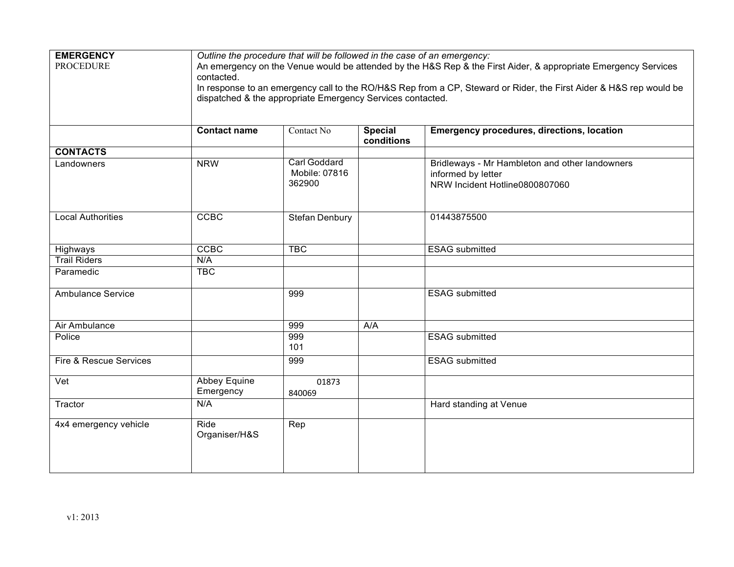| **EMERGENCY** PROCEDURE | *Outline the procedure that will be followed in the case of an emergency:* An emergency on the Venue would be attended by the H&S Rep & the First Aider, & appropriate Emergency Services contacted. In response to an emergency call to the RO/H&S Rep from a CP, Steward or Rider, the First Aider & H&S rep would be dispatched & the appropriate Emergency Services contacted. | | | |
|---|---|---|---|---|
| | **Contact name** | Contact No | **Special conditions** | **Emergency procedures, directions, location** |
| **CONTACTS** | | | | |
| Landowners | NRW | Carl Goddard Mobile: 07816 362900 | | Bridleways - Mr Hambleton and other landowners informed by letter NRW Incident Hotline0800807060 |
| Local Authorities | CCBC | Stefan Denbury | | 01443875500 |
| Highways | CCBC | TBC | | ESAG submitted |
| Trail Riders | N/A | | | |
| Paramedic | TBC | | | |
| Ambulance Service | | 999 | | ESAG submitted |
| Air Ambulance | | 999 | A/A | |
| Police | | 999 101 | | ESAG submitted |
| Fire & Rescue Services | | 999 | | ESAG submitted |
| Vet | Abbey Equine Emergency | 01873 840069 | | |
| Tractor | N/A | | | Hard standing at Venue |
| 4x4 emergency vehicle | Ride Organiser/H&S | Rep | | |

v1: 2013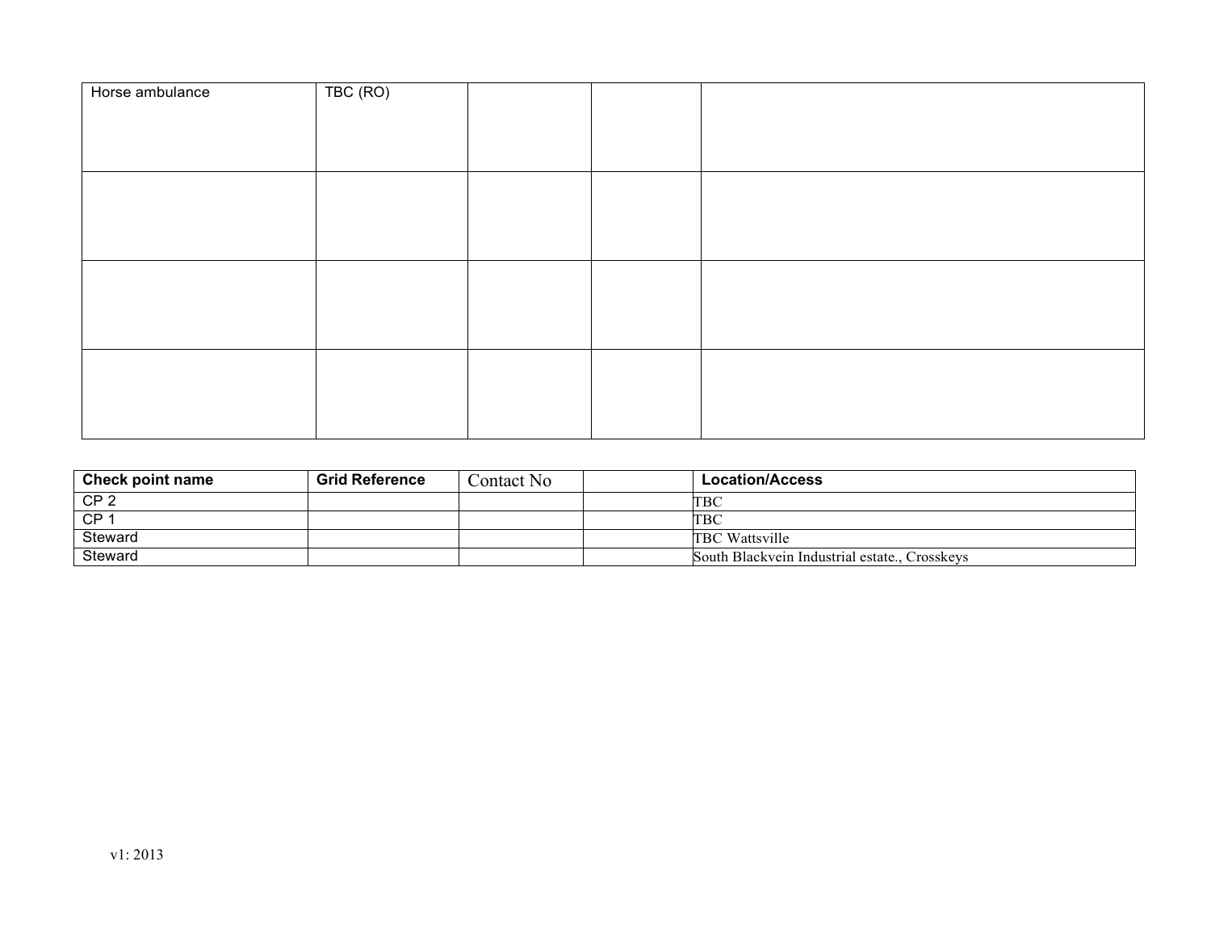| | | | | |
|---|---|---|---|---|
| Horse ambulance | TBC (RO) | | | |
| | | | | |
| | | | | |
| | | | | |

| Check point name | Grid Reference | Contact No | | Location/Access |
|---|---|---|---|---|
| CP 2 | | | | TBC |
| CP 1 | | | | TBC |
| Steward | | | | TBC Wattsville |
| Steward | | | | South Blackvein Industrial estate., Crosskeys |

v1: 2013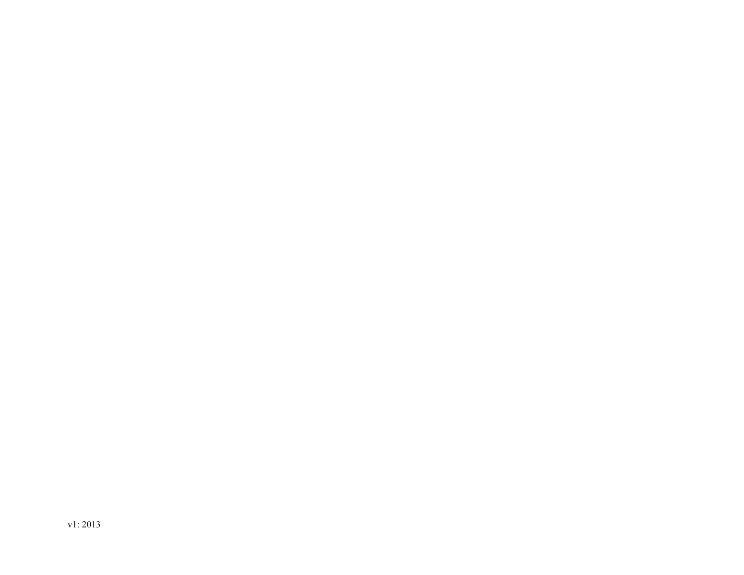v1: 2013